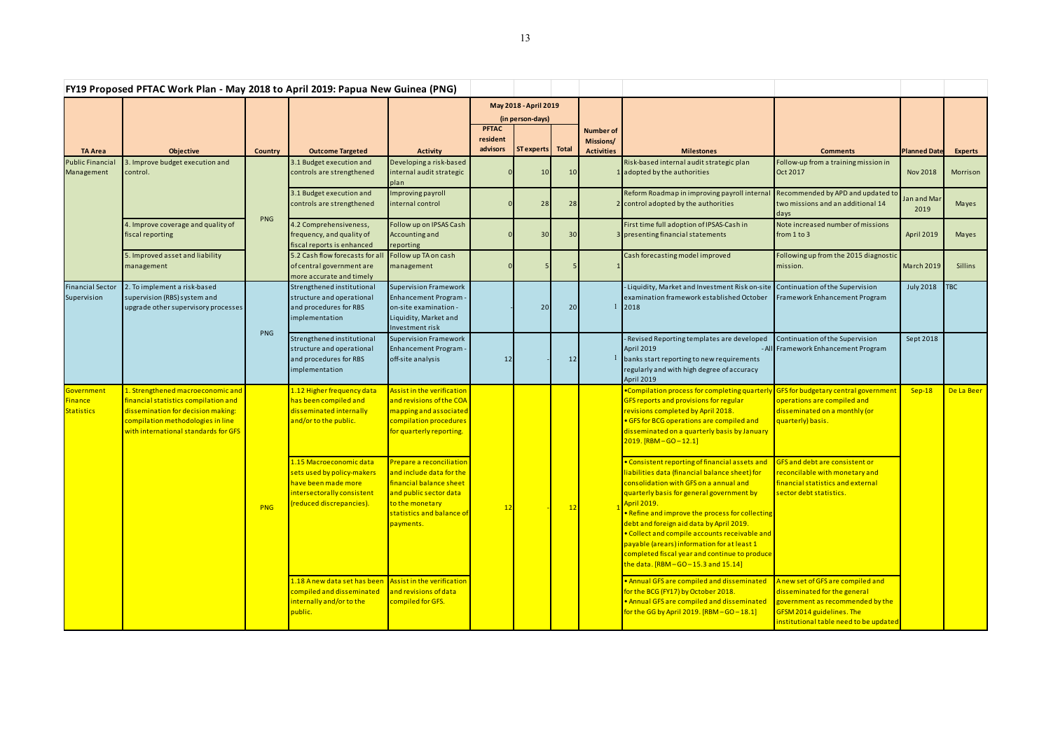## FY19 Proposed PFTAC Work Plan - May 2018 to April 2019: Papua New Guinea (PNG)

| TA Area | Objective | Country | Outcome Targeted | Activity | May 2018 - April 2019 (in person-days) PFTAC resident advisors | ST experts | Total | Number of Missions/ Activities | Milestones | Comments | Planned Date | Experts |
|---|---|---|---|---|---|---|---|---|---|---|---|---|
| Public Financial Management | 3. Improve budget execution and control. | PNG | 3.1 Budget execution and controls are strengthened | Developing a risk-based internal audit strategic plan | 0 | 10 | 10 | 1 | Risk-based internal audit strategic plan adopted by the authorities | Follow-up from a training mission in Oct 2017 | Nov 2018 | Morrison |
| | | | 3.1 Budget execution and controls are strengthened | Improving payroll internal control | 0 | 28 | 28 | 2 | Reform Roadmap in improving payroll internal control adopted by the authorities | Recommended by APD and updated to two missions and an additional 14 days | Jan and Mar 2019 | Mayes |
| | 4. Improve coverage and quality of fiscal reporting | | 4.2 Comprehensiveness, frequency, and quality of fiscal reports is enhanced | Follow up on IPSAS Cash Accounting and reporting | 0 | 30 | 30 | 3 | First time full adoption of IPSAS-Cash in presenting financial statements | Note increased number of missions from 1 to 3 | April 2019 | Mayes |
| | 5. Improved asset and liability management | | 5.2 Cash flow forecasts for all of central government are more accurate and timely | Follow up TA on cash management | 0 | 5 | 5 | 1 | Cash forecasting model improved | Following up from the 2015 diagnostic mission. | March 2019 | Sillins |
| Financial Sector Supervision | 2. To implement a risk-based supervision (RBS) system and upgrade other supervisory processes | PNG | Strengthened institutional structure and operational and procedures for RBS implementation | Supervision Framework Enhancement Program - on-site examination - Liquidity, Market and Investment risk | | 20 | 20 | 1 | - Liquidity, Market and Investment Risk on-site examination framework established October 2018 | Continuation of the Supervision Framework Enhancement Program | July 2018 | TBC |
| | | | Strengthened institutional structure and operational and procedures for RBS implementation | Supervision Framework Enhancement Program - off-site analysis | 12 | - | 12 | 1 | - Revised Reporting templates are developed April 2019 - All banks start reporting to new requirements regularly and with high degree of accuracy April 2019 | Continuation of the Supervision Framework Enhancement Program | Sept 2018 | |
| Government Finance Statistics | 1. Strengthened macroeconomic and financial statistics compilation and dissemination for decision making: compilation methodologies in line with international standards for GFS | PNG | 1.12 Higher frequency data has been compiled and disseminated internally and/or to the public. | Assist in the verification and revisions of the COA mapping and associated compilation procedures for quarterly reporting. | 12 | | 12 | 1 | •Compilation process for completing quarterly GFS reports and provisions for regular revisions completed by April 2018. • GFS for BCG operations are compiled and disseminated on a quarterly basis by January 2019. [RBM – GO – 12.1] | GFS for budgetary central government operations are compiled and disseminated on a monthly (or quarterly) basis. | Sep-18 | De La Beer |
| | | | 1.15 Macroeconomic data sets used by policy-makers have been made more intersectorally consistent (reduced discrepancies). | Prepare a reconciliation and include data for the financial balance sheet and public sector data to the monetary statistics and balance of payments. | | | | | • Consistent reporting of financial assets and liabilities data (financial balance sheet) for consolidation with GFS on a annual and quarterly basis for general government by April 2019. • Refine and improve the process for collecting debt and foreign aid data by April 2019. • Collect and compile accounts receivable and payable (arears) information for at least 1 completed fiscal year and continue to produce the data. [RBM – GO – 15.3 and 15.14] | GFS and debt are consistent or reconcilable with monetary and financial statistics and external sector debt statistics. | | |
| | | | 1.18 A new data set has been compiled and disseminated internally and/or to the public. | Assist in the verification and revisions of data compiled for GFS. | | | | | • Annual GFS are compiled and disseminated for the BCG (FY17) by October 2018. • Annual GFS are compiled and disseminated for the GG by April 2019. [RBM – GO – 18.1] | A new set of GFS are compiled and disseminated for the general government as recommended by the GFSM 2014 guidelines. The institutional table need to be updated | | |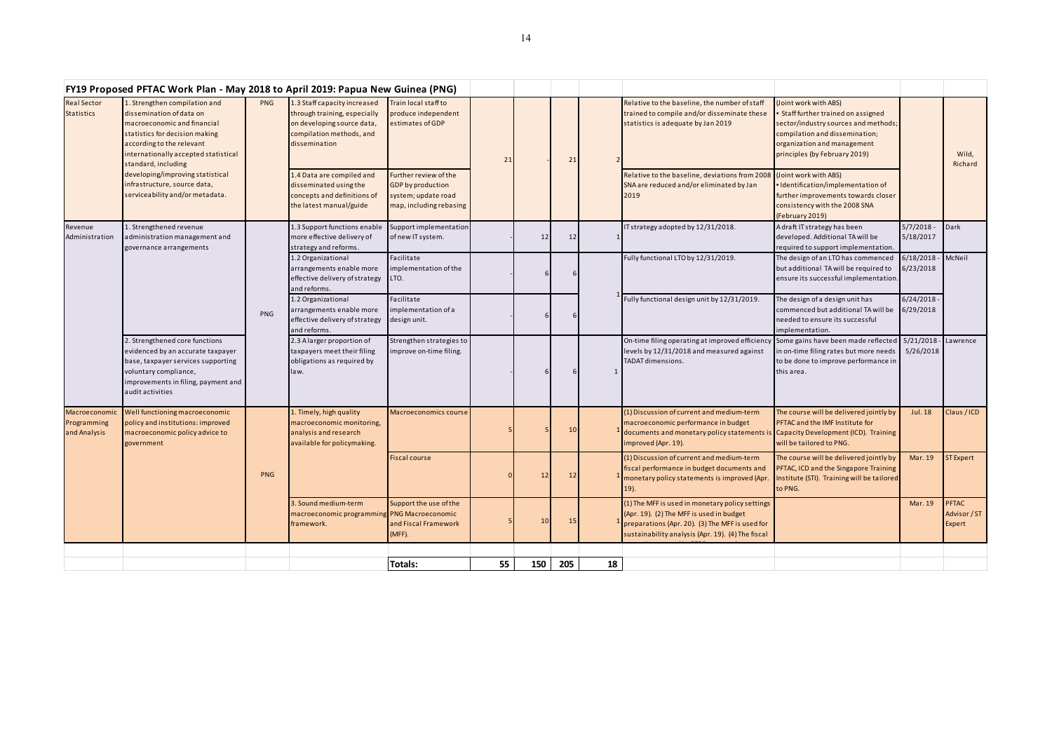| FY19 Proposed PFTAC Work Plan - May 2018 to April 2019: Papua New Guinea (PNG) | | | | | | | | | | | | |
|---|---|---|---|---|---|---|---|---|---|---|---|---|
| Real Sector Statistics | 1. Strengthen compilation and dissemination of data on macroeconomic and financial statistics for decision making according to the relevant internationally accepted statistical standard, including developing/improving statistical infrastructure, source data, serviceability and/or metadata. | PNG | 1.3 Staff capacity increased through training, especially on developing source data, compilation methods, and dissemination | Train local staff to produce independent estimates of GDP | 21 | - | 21 | 2 | Relative to the baseline, the number of staff trained to compile and/or disseminate these statistics is adequate by Jan 2019 | (Joint work with ABS) • Staff further trained on assigned sector/industry sources and methods; compilation and dissemination; organization and management principles (by February 2019) | | Wild, Richard |
| | | | 1.4 Data are compiled and disseminated using the concepts and definitions of the latest manual/guide | Further review of the GDP by production system; update road map, including rebasing | | | | | Relative to the baseline, deviations from 2008 SNA are reduced and/or eliminated by Jan 2019 | (Joint work with ABS) • Identification/implementation of further improvements towards closer consistency with the 2008 SNA (February 2019) | | |
| Revenue Administration | 1. Strengthened revenue administration management and governance arrangements | PNG | 1.3 Support functions enable more effective delivery of strategy and reforms. | Support implementation of new IT system. | - | 12 | 12 | 1 | IT strategy adopted by 12/31/2018. | A draft IT strategy has been developed. Additional TA will be required to support implementation. | 5/7/2018 - 5/18/2017 | Dark |
| | | | 1.2 Organizational arrangements enable more effective delivery of strategy and reforms. | Facilitate implementation of the LTO. | - | 6 | 6 | 1 | Fully functional LTO by 12/31/2019. | The design of an LTO has commenced but additional TA will be required to ensure its successful implementation. | 6/18/2018 - 6/23/2018 | McNeil |
| | | | 1.2 Organizational arrangements enable more effective delivery of strategy and reforms. | Facilitate implementation of a design unit. | - | 6 | 6 | | Fully functional design unit by 12/31/2019. | The design of a design unit has commenced but additional TA will be needed to ensure its successful implementation. | 6/24/2018 - 6/29/2018 | |
| | 2. Strengthened core functions evidenced by an accurate taxpayer base, taxpayer services supporting voluntary compliance, improvements in filing, payment and audit activities | | 2.3 A larger proportion of taxpayers meet their filing obligations as required by law. | Strengthen strategies to improve on-time filing. | - | 6 | 6 | 1 | On-time filing operating at improved efficiency levels by 12/31/2018 and measured against TADAT dimensions. | Some gains have been made reflected in on-time filing rates but more needs to be done to improve performance in this area. | 5/21/2018 - 5/26/2018 | Lawrence |
| Macroeconomic Programming and Analysis | Well functioning macroeconomic policy and institutions: improved macroeconomic policy advice to government | PNG | 1. Timely, high quality macroeconomic monitoring, analysis and research available for policymaking. | Macroeconomics course | 5 | 5 | 10 | 1 | (1) Discussion of current and medium-term macroeconomic performance in budget documents and monetary policy statements is improved (Apr. 19). | The course will be delivered jointly by PFTAC and the IMF Institute for Capacity Development (ICD). Training will be tailored to PNG. | Jul. 18 | Claus / ICD |
| | | | | Fiscal course | 0 | 12 | 12 | 1 | (1) Discussion of current and medium-term fiscal performance in budget documents and monetary policy statements is improved (Apr. 19). | The course will be delivered jointly by PFTAC, ICD and the Singapore Training Institute (STI). Training will be tailored to PNG. | Mar. 19 | ST Expert |
| | | | 3. Sound medium-term macroeconomic programming framework. | Support the use of the PNG Macroeconomic and Fiscal Framework (MFF). | 5 | 10 | 15 | 1 | (1) The MFF is used in monetary policy settings (Apr. 19). (2) The MFF is used in budget preparations (Apr. 20). (3) The MFF is used for sustainability analysis (Apr. 19). (4) The fiscal | | Mar. 19 | PFTAC Advisor / ST Expert |
| | | | | **Totals:** | **55** | **150** | **205** | **18** | | | | |